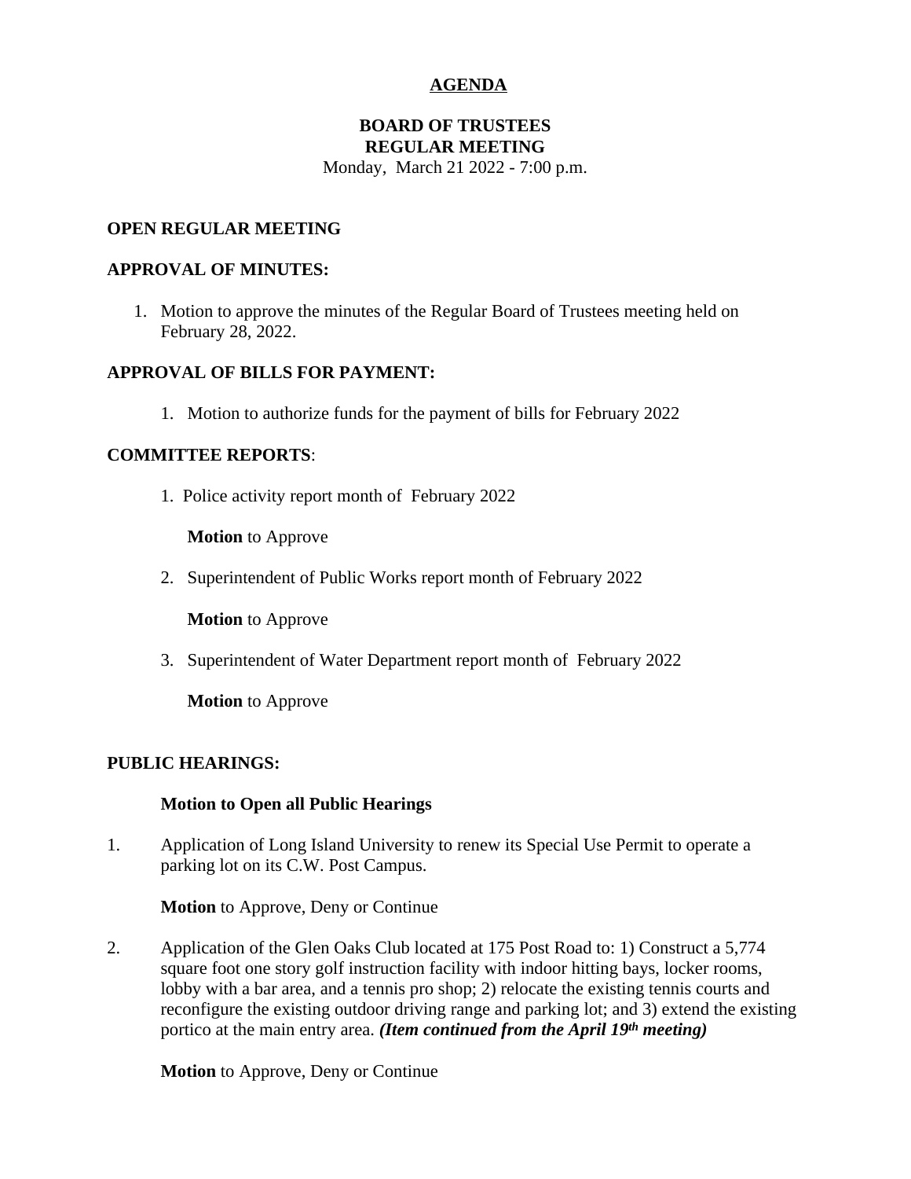# AGENDA

## BOARD OF TRUSTEES
## REGULAR MEETING

Monday, March 21 2022 - 7:00 p.m.

### OPEN REGULAR MEETING

### APPROVAL OF MINUTES:

1. Motion to approve the minutes of the Regular Board of Trustees meeting held on February 28, 2022.

### APPROVAL OF BILLS FOR PAYMENT:

1. Motion to authorize funds for the payment of bills for February 2022

### COMMITTEE REPORTS:

1. Police activity report month of February 2022

   **Motion** to Approve

2. Superintendent of Public Works report month of February 2022

   **Motion** to Approve

3. Superintendent of Water Department report month of February 2022

   **Motion** to Approve

### PUBLIC HEARINGS:

**Motion to Open all Public Hearings**

1. Application of Long Island University to renew its Special Use Permit to operate a parking lot on its C.W. Post Campus.

   **Motion** to Approve, Deny or Continue

2. Application of the Glen Oaks Club located at 175 Post Road to: 1) Construct a 5,774 square foot one story golf instruction facility with indoor hitting bays, locker rooms, lobby with a bar area, and a tennis pro shop; 2) relocate the existing tennis courts and reconfigure the existing outdoor driving range and parking lot; and 3) extend the existing portico at the main entry area. ***(Item continued from the April 19th meeting)***

   **Motion** to Approve, Deny or Continue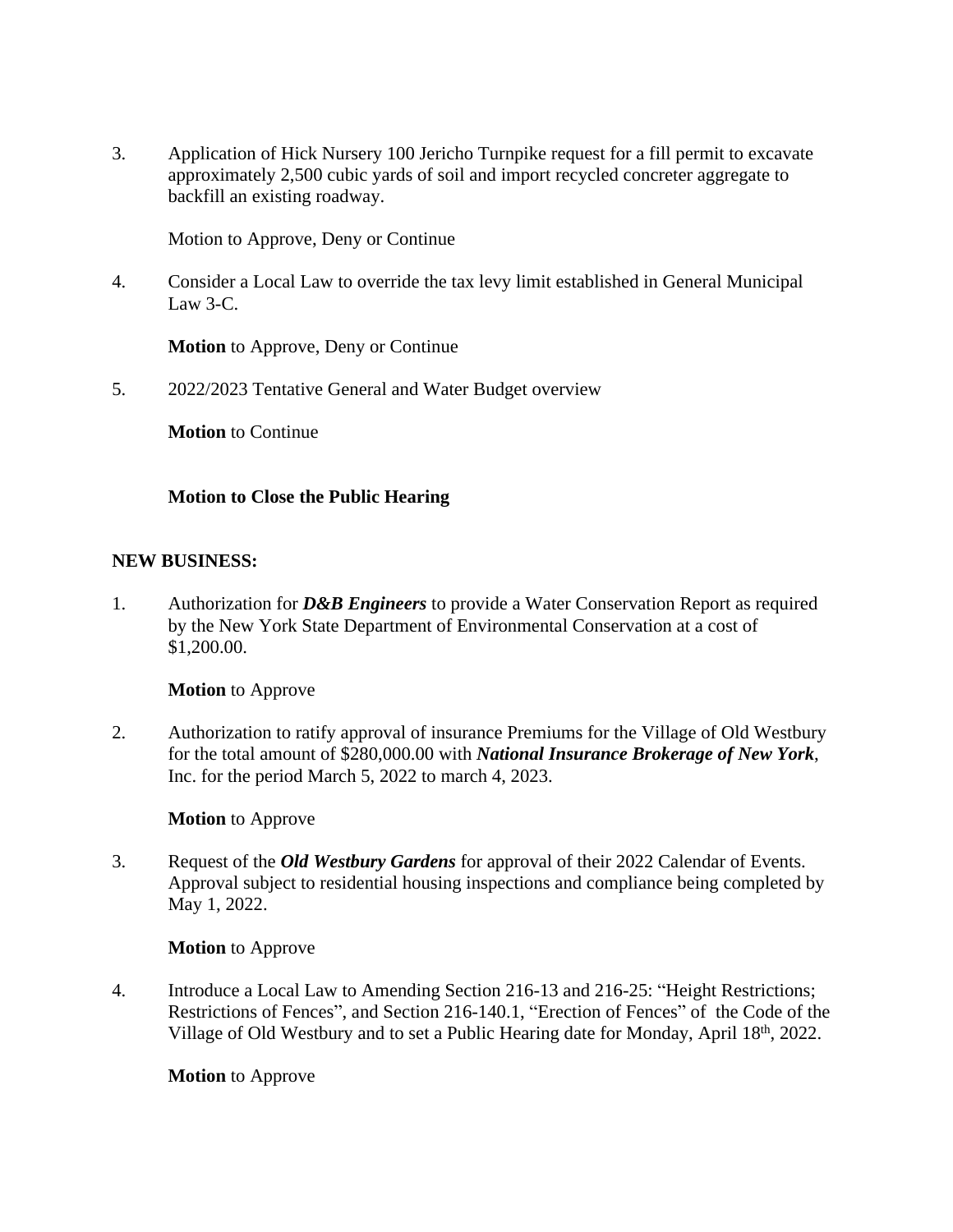3. Application of Hick Nursery 100 Jericho Turnpike request for a fill permit to excavate approximately 2,500 cubic yards of soil and import recycled concreter aggregate to backfill an existing roadway.

   Motion to Approve, Deny or Continue

4. Consider a Local Law to override the tax levy limit established in General Municipal Law 3-C.

   **Motion** to Approve, Deny or Continue

5. 2022/2023 Tentative General and Water Budget overview

   **Motion** to Continue

**Motion to Close the Public Hearing**

**NEW BUSINESS:**

1. Authorization for ***D&B Engineers*** to provide a Water Conservation Report as required by the New York State Department of Environmental Conservation at a cost of $1,200.00.

   **Motion** to Approve

2. Authorization to ratify approval of insurance Premiums for the Village of Old Westbury for the total amount of $280,000.00 with ***National Insurance Brokerage of New York***, Inc. for the period March 5, 2022 to march 4, 2023.

   **Motion** to Approve

3. Request of the ***Old Westbury Gardens*** for approval of their 2022 Calendar of Events. Approval subject to residential housing inspections and compliance being completed by May 1, 2022.

   **Motion** to Approve

4. Introduce a Local Law to Amending Section 216-13 and 216-25: "Height Restrictions; Restrictions of Fences", and Section 216-140.1, "Erection of Fences" of the Code of the Village of Old Westbury and to set a Public Hearing date for Monday, April 18th, 2022.

   **Motion** to Approve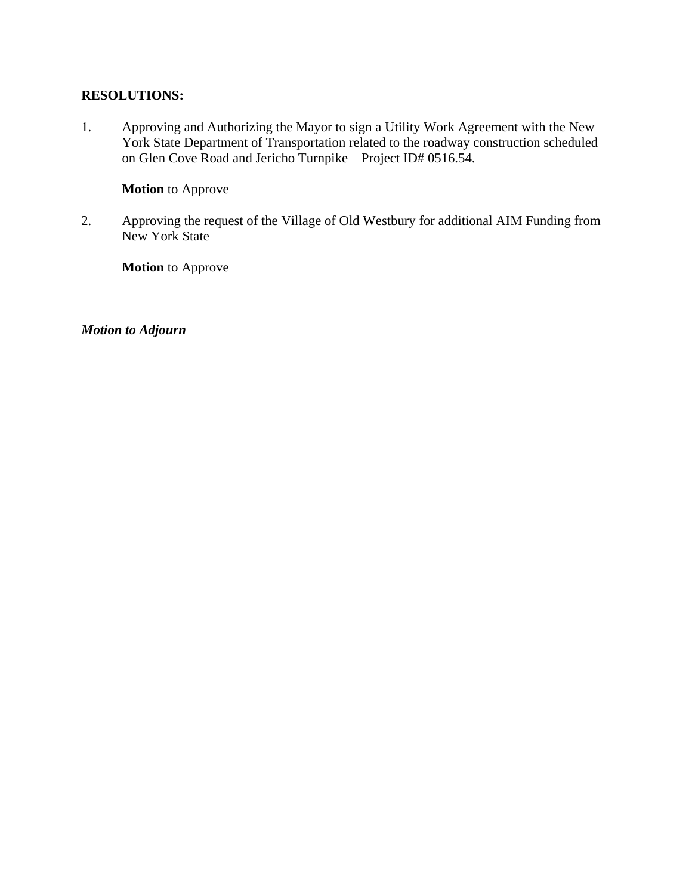**RESOLUTIONS:**

1. Approving and Authorizing the Mayor to sign a Utility Work Agreement with the New York State Department of Transportation related to the roadway construction scheduled on Glen Cove Road and Jericho Turnpike – Project ID# 0516.54.

   **Motion** to Approve

2. Approving the request of the Village of Old Westbury for additional AIM Funding from New York State

   **Motion** to Approve

***Motion to Adjourn***